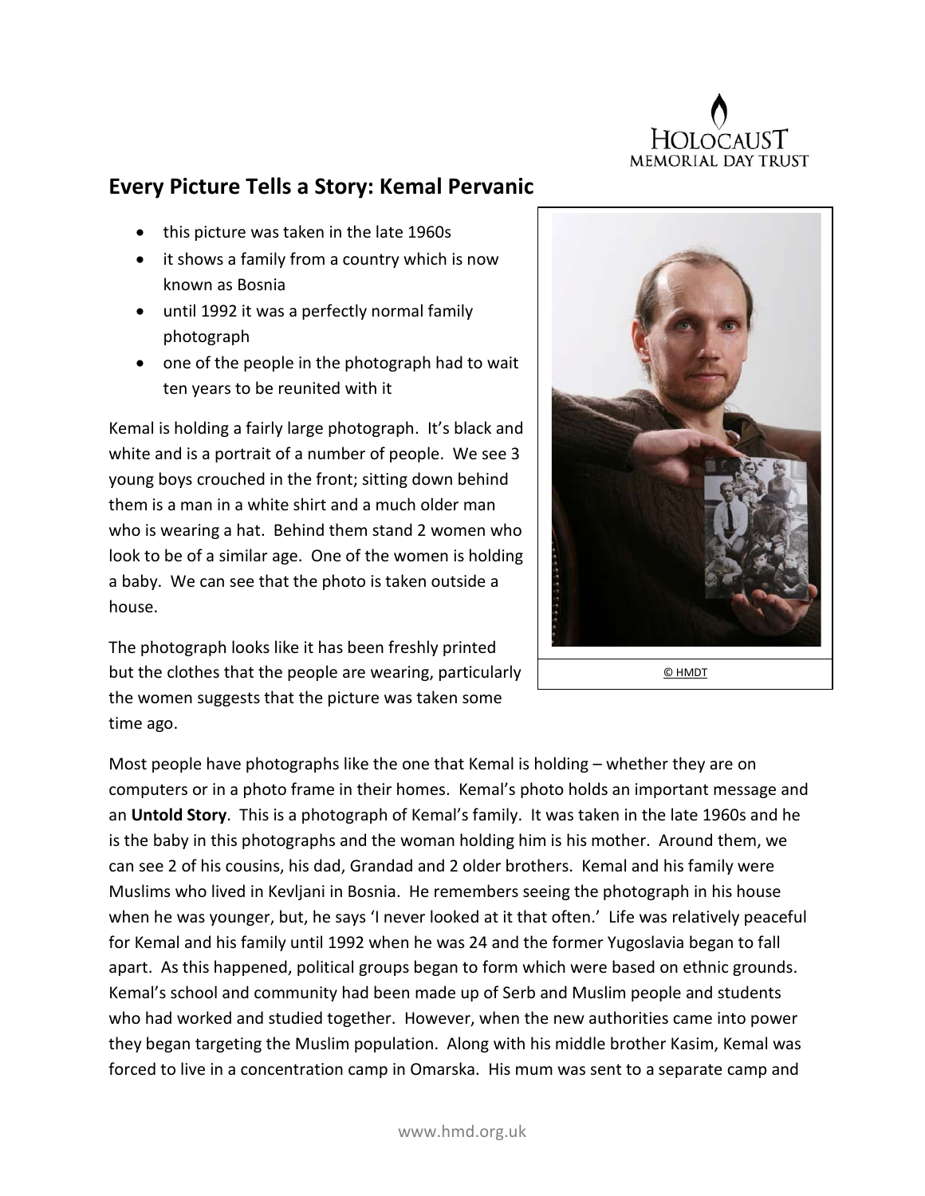## Every Picture Tells a Story: Kemal Pervanic

- this picture was taken in the late 1960s
- it shows a family from a country which is now known as Bosnia
- until 1992 it was a perfectly normal family photograph
- one of the people in the photograph had to wait ten years to be reunited with it

Kemal is holding a fairly large photograph. It's black and white and is a portrait of a number of people. We see 3 young boys crouched in the front; sitting down behind them is a man in a white shirt and a much older man who is wearing a hat. Behind them stand 2 women who look to be of a similar age. One of the women is holding a baby. We can see that the photo is taken outside a house.

The photograph looks like it has been freshly printed but the clothes that the people are wearing, particularly the women suggests that the picture was taken some time ago.

© HMDT

Most people have photographs like the one that Kemal is holding – whether they are on computers or in a photo frame in their homes. Kemal's photo holds an important message and an **Untold Story**. This is a photograph of Kemal's family. It was taken in the late 1960s and he is the baby in this photographs and the woman holding him is his mother. Around them, we can see 2 of his cousins, his dad, Grandad and 2 older brothers. Kemal and his family were Muslims who lived in Kevljani in Bosnia. He remembers seeing the photograph in his house when he was younger, but, he says 'I never looked at it that often.' Life was relatively peaceful for Kemal and his family until 1992 when he was 24 and the former Yugoslavia began to fall apart. As this happened, political groups began to form which were based on ethnic grounds. Kemal's school and community had been made up of Serb and Muslim people and students who had worked and studied together. However, when the new authorities came into power they began targeting the Muslim population. Along with his middle brother Kasim, Kemal was forced to live in a concentration camp in Omarska. His mum was sent to a separate camp and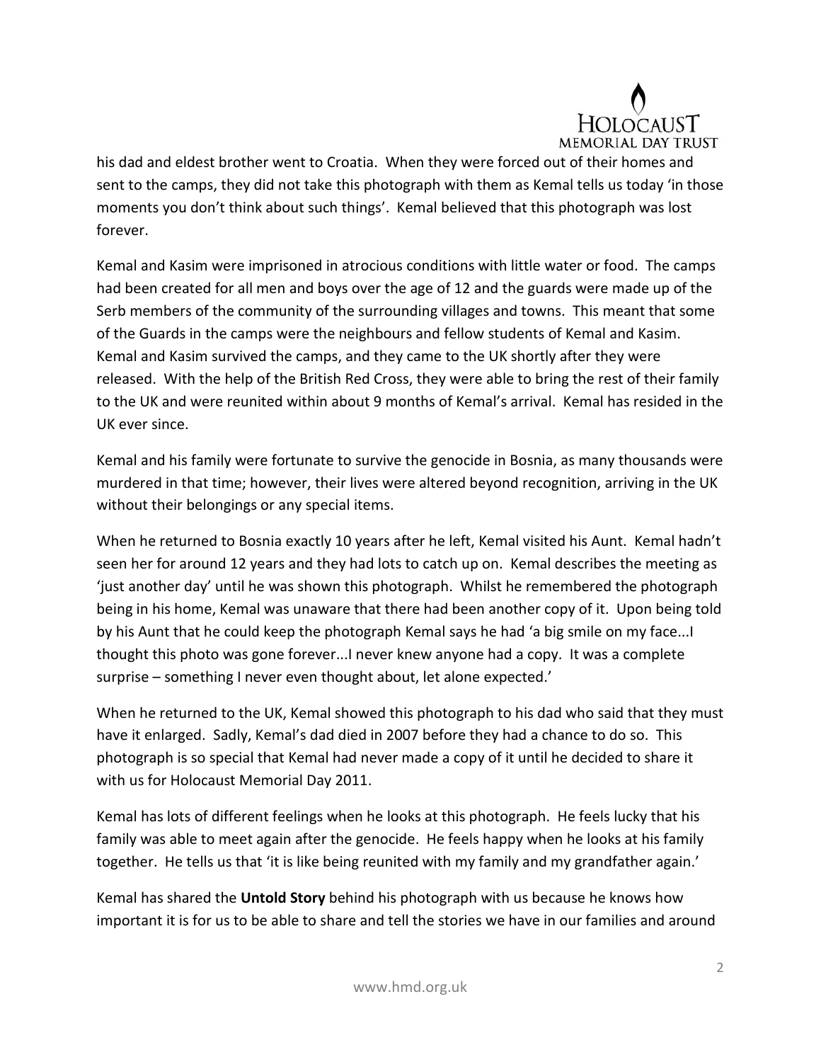his dad and eldest brother went to Croatia. When they were forced out of their homes and sent to the camps, they did not take this photograph with them as Kemal tells us today 'in those moments you don't think about such things'. Kemal believed that this photograph was lost forever.

Kemal and Kasim were imprisoned in atrocious conditions with little water or food. The camps had been created for all men and boys over the age of 12 and the guards were made up of the Serb members of the community of the surrounding villages and towns. This meant that some of the Guards in the camps were the neighbours and fellow students of Kemal and Kasim. Kemal and Kasim survived the camps, and they came to the UK shortly after they were released. With the help of the British Red Cross, they were able to bring the rest of their family to the UK and were reunited within about 9 months of Kemal's arrival. Kemal has resided in the UK ever since.

Kemal and his family were fortunate to survive the genocide in Bosnia, as many thousands were murdered in that time; however, their lives were altered beyond recognition, arriving in the UK without their belongings or any special items.

When he returned to Bosnia exactly 10 years after he left, Kemal visited his Aunt. Kemal hadn't seen her for around 12 years and they had lots to catch up on. Kemal describes the meeting as 'just another day' until he was shown this photograph. Whilst he remembered the photograph being in his home, Kemal was unaware that there had been another copy of it. Upon being told by his Aunt that he could keep the photograph Kemal says he had 'a big smile on my face...I thought this photo was gone forever...I never knew anyone had a copy. It was a complete surprise – something I never even thought about, let alone expected.'

When he returned to the UK, Kemal showed this photograph to his dad who said that they must have it enlarged. Sadly, Kemal's dad died in 2007 before they had a chance to do so. This photograph is so special that Kemal had never made a copy of it until he decided to share it with us for Holocaust Memorial Day 2011.

Kemal has lots of different feelings when he looks at this photograph. He feels lucky that his family was able to meet again after the genocide. He feels happy when he looks at his family together. He tells us that 'it is like being reunited with my family and my grandfather again.'

Kemal has shared the **Untold Story** behind his photograph with us because he knows how important it is for us to be able to share and tell the stories we have in our families and around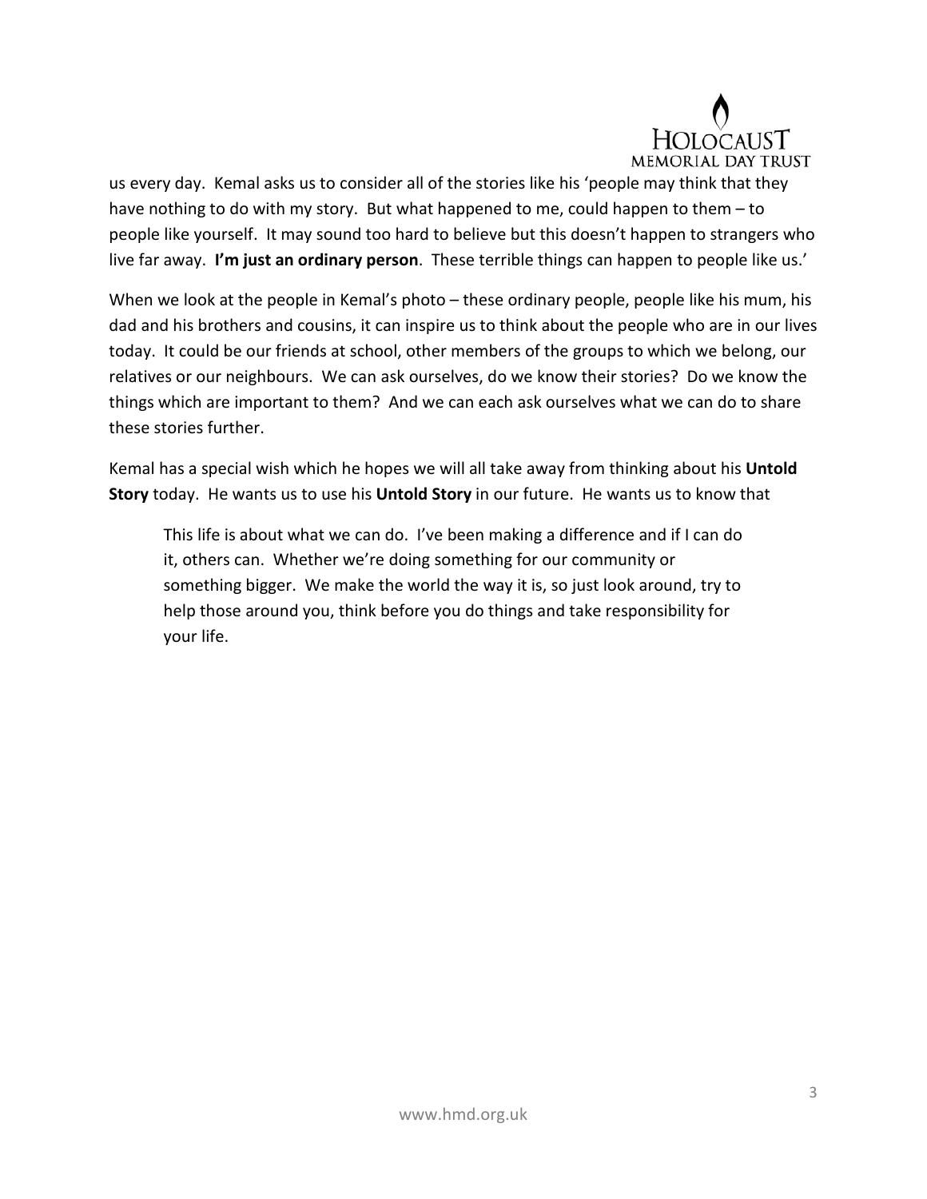us every day. Kemal asks us to consider all of the stories like his 'people may think that they have nothing to do with my story. But what happened to me, could happen to them – to people like yourself. It may sound too hard to believe but this doesn't happen to strangers who live far away. **I'm just an ordinary person**. These terrible things can happen to people like us.'

When we look at the people in Kemal's photo – these ordinary people, people like his mum, his dad and his brothers and cousins, it can inspire us to think about the people who are in our lives today. It could be our friends at school, other members of the groups to which we belong, our relatives or our neighbours. We can ask ourselves, do we know their stories? Do we know the things which are important to them? And we can each ask ourselves what we can do to share these stories further.

Kemal has a special wish which he hopes we will all take away from thinking about his **Untold Story** today. He wants us to use his **Untold Story** in our future. He wants us to know that

> This life is about what we can do. I've been making a difference and if I can do it, others can. Whether we're doing something for our community or something bigger. We make the world the way it is, so just look around, try to help those around you, think before you do things and take responsibility for your life.